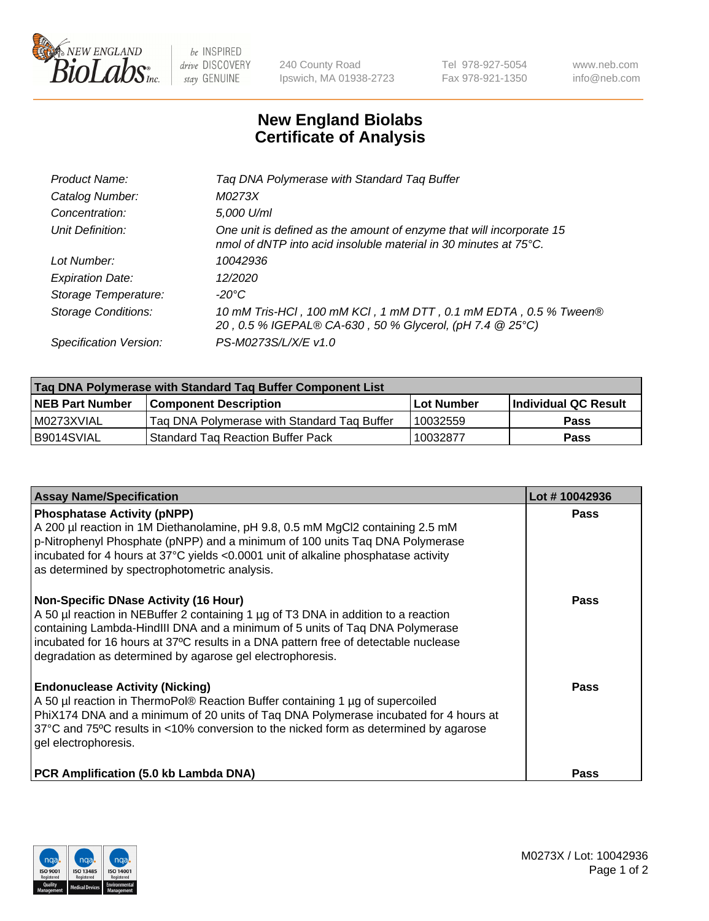# New England Biolabs Certificate of Analysis

| | |
|---|---|
| *Product Name:* | *Taq DNA Polymerase with Standard Taq Buffer* |
| *Catalog Number:* | *M0273X* |
| *Concentration:* | *5,000 U/ml* |
| *Unit Definition:* | *One unit is defined as the amount of enzyme that will incorporate 15 nmol of dNTP into acid insoluble material in 30 minutes at 75°C.* |
| *Lot Number:* | *10042936* |
| *Expiration Date:* | *12/2020* |
| *Storage Temperature:* | *-20°C* |
| *Storage Conditions:* | *10 mM Tris-HCl , 100 mM KCl , 1 mM DTT , 0.1 mM EDTA , 0.5 % Tween® 20 , 0.5 % IGEPAL® CA-630 , 50 % Glycerol, (pH 7.4 @ 25°C)* |
| *Specification Version:* | *PS-M0273S/L/X/E v1.0* |

| Taq DNA Polymerase with Standard Taq Buffer Component List | | | |
|---|---|---|---|
| **NEB Part Number** | **Component Description** | **Lot Number** | **Individual QC Result** |
| M0273XVIAL | Taq DNA Polymerase with Standard Taq Buffer | 10032559 | **Pass** |
| B9014SVIAL | Standard Taq Reaction Buffer Pack | 10032877 | **Pass** |

| Assay Name/Specification | Lot # 10042936 |
|---|---|
| **Phosphatase Activity (pNPP)**<br>A 200 µl reaction in 1M Diethanolamine, pH 9.8, 0.5 mM MgCl2 containing 2.5 mM p-Nitrophenyl Phosphate (pNPP) and a minimum of 100 units Taq DNA Polymerase incubated for 4 hours at 37°C yields <0.0001 unit of alkaline phosphatase activity as determined by spectrophotometric analysis. | **Pass** |
| **Non-Specific DNase Activity (16 Hour)**<br>A 50 µl reaction in NEBuffer 2 containing 1 µg of T3 DNA in addition to a reaction containing Lambda-HindIII DNA and a minimum of 5 units of Taq DNA Polymerase incubated for 16 hours at 37ºC results in a DNA pattern free of detectable nuclease degradation as determined by agarose gel electrophoresis. | **Pass** |
| **Endonuclease Activity (Nicking)**<br>A 50 µl reaction in ThermoPol® Reaction Buffer containing 1 µg of supercoiled PhiX174 DNA and a minimum of 20 units of Taq DNA Polymerase incubated for 4 hours at 37°C and 75ºC results in <10% conversion to the nicked form as determined by agarose gel electrophoresis. | **Pass** |
| **PCR Amplification (5.0 kb Lambda DNA)** | **Pass** |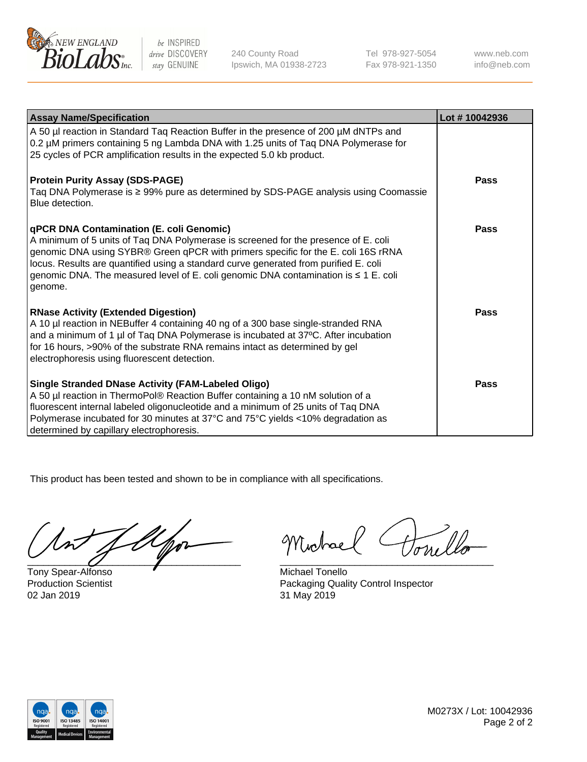| Assay Name/Specification | Lot # 10042936 |
|---|---|
| A 50 µl reaction in Standard Taq Reaction Buffer in the presence of 200 µM dNTPs and 0.2 µM primers containing 5 ng Lambda DNA with 1.25 units of Taq DNA Polymerase for 25 cycles of PCR amplification results in the expected 5.0 kb product. | |
| **Protein Purity Assay (SDS-PAGE)**<br>Taq DNA Polymerase is ≥ 99% pure as determined by SDS-PAGE analysis using Coomassie Blue detection. | **Pass** |
| **qPCR DNA Contamination (E. coli Genomic)**<br>A minimum of 5 units of Taq DNA Polymerase is screened for the presence of E. coli genomic DNA using SYBR® Green qPCR with primers specific for the E. coli 16S rRNA locus. Results are quantified using a standard curve generated from purified E. coli genomic DNA. The measured level of E. coli genomic DNA contamination is ≤ 1 E. coli genome. | **Pass** |
| **RNase Activity (Extended Digestion)**<br>A 10 µl reaction in NEBuffer 4 containing 40 ng of a 300 base single-stranded RNA and a minimum of 1 µl of Taq DNA Polymerase is incubated at 37ºC. After incubation for 16 hours, >90% of the substrate RNA remains intact as determined by gel electrophoresis using fluorescent detection. | **Pass** |
| **Single Stranded DNase Activity (FAM-Labeled Oligo)**<br>A 50 µl reaction in ThermoPol® Reaction Buffer containing a 10 nM solution of a fluorescent internal labeled oligonucleotide and a minimum of 25 units of Taq DNA Polymerase incubated for 30 minutes at 37°C and 75°C yields <10% degradation as determined by capillary electrophoresis. | **Pass** |

This product has been tested and shown to be in compliance with all specifications.

Tony Spear-Alfonso
Production Scientist
02 Jan 2019

Michael Tonello
Packaging Quality Control Inspector
31 May 2019

M0273X / Lot: 10042936